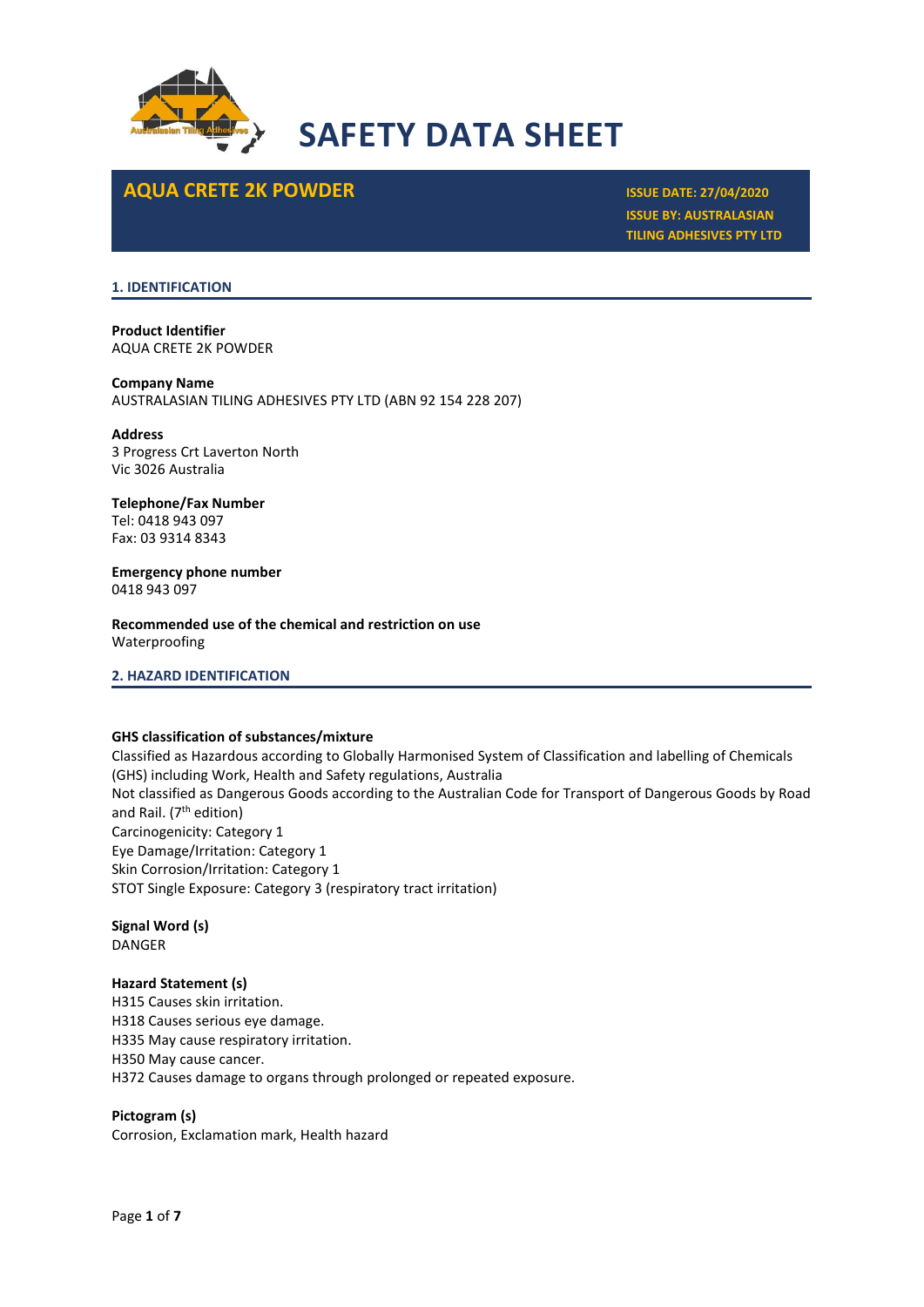# SAFETY DATA SHEET

## AQUA CRETE 2K POWDER

**ISSUE DATE: 27/04/2020**
**ISSUE BY: AUSTRALASIAN TILING ADHESIVES PTY LTD**

### 1. IDENTIFICATION

**Product Identifier**
AQUA CRETE 2K POWDER

**Company Name**
AUSTRALASIAN TILING ADHESIVES PTY LTD (ABN 92 154 228 207)

**Address**
3 Progress Crt Laverton North
Vic 3026 Australia

**Telephone/Fax Number**
Tel: 0418 943 097
Fax: 03 9314 8343

**Emergency phone number**
0418 943 097

**Recommended use of the chemical and restriction on use**
Waterproofing

### 2. HAZARD IDENTIFICATION

**GHS classification of substances/mixture**
Classified as Hazardous according to Globally Harmonised System of Classification and labelling of Chemicals (GHS) including Work, Health and Safety regulations, Australia
Not classified as Dangerous Goods according to the Australian Code for Transport of Dangerous Goods by Road and Rail. (7th edition)
Carcinogenicity: Category 1
Eye Damage/Irritation: Category 1
Skin Corrosion/Irritation: Category 1
STOT Single Exposure: Category 3 (respiratory tract irritation)

**Signal Word (s)**
DANGER

**Hazard Statement (s)**
H315 Causes skin irritation.
H318 Causes serious eye damage.
H335 May cause respiratory irritation.
H350 May cause cancer.
H372 Causes damage to organs through prolonged or repeated exposure.

**Pictogram (s)**
Corrosion, Exclamation mark, Health hazard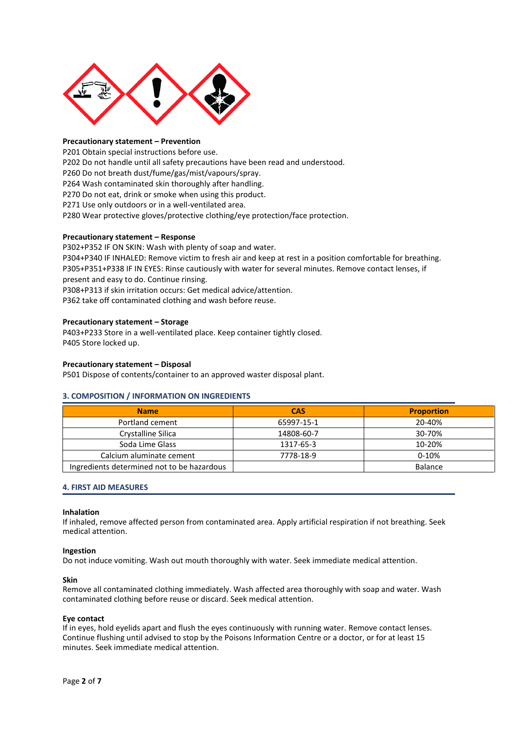**Precautionary statement – Prevention**

P201 Obtain special instructions before use.
P202 Do not handle until all safety precautions have been read and understood.
P260 Do not breath dust/fume/gas/mist/vapours/spray.
P264 Wash contaminated skin thoroughly after handling.
P270 Do not eat, drink or smoke when using this product.
P271 Use only outdoors or in a well-ventilated area.
P280 Wear protective gloves/protective clothing/eye protection/face protection.

**Precautionary statement – Response**

P302+P352 IF ON SKIN: Wash with plenty of soap and water.
P304+P340 IF INHALED: Remove victim to fresh air and keep at rest in a position comfortable for breathing.
P305+P351+P338 IF IN EYES: Rinse cautiously with water for several minutes. Remove contact lenses, if present and easy to do. Continue rinsing.
P308+P313 if skin irritation occurs: Get medical advice/attention.
P362 take off contaminated clothing and wash before reuse.

**Precautionary statement – Storage**

P403+P233 Store in a well-ventilated place. Keep container tightly closed.
P405 Store locked up.

**Precautionary statement – Disposal**

P501 Dispose of contents/container to an approved waster disposal plant.

## 3. COMPOSITION / INFORMATION ON INGREDIENTS

| Name | CAS | Proportion |
|---|---|---|
| Portland cement | 65997-15-1 | 20-40% |
| Crystalline Silica | 14808-60-7 | 30-70% |
| Soda Lime Glass | 1317-65-3 | 10-20% |
| Calcium aluminate cement | 7778-18-9 | 0-10% |
| Ingredients determined not to be hazardous | | Balance |

## 4. FIRST AID MEASURES

**Inhalation**

If inhaled, remove affected person from contaminated area. Apply artificial respiration if not breathing. Seek medical attention.

**Ingestion**

Do not induce vomiting. Wash out mouth thoroughly with water. Seek immediate medical attention.

**Skin**

Remove all contaminated clothing immediately. Wash affected area thoroughly with soap and water. Wash contaminated clothing before reuse or discard. Seek medical attention.

**Eye contact**

If in eyes, hold eyelids apart and flush the eyes continuously with running water. Remove contact lenses. Continue flushing until advised to stop by the Poisons Information Centre or a doctor, or for at least 15 minutes. Seek immediate medical attention.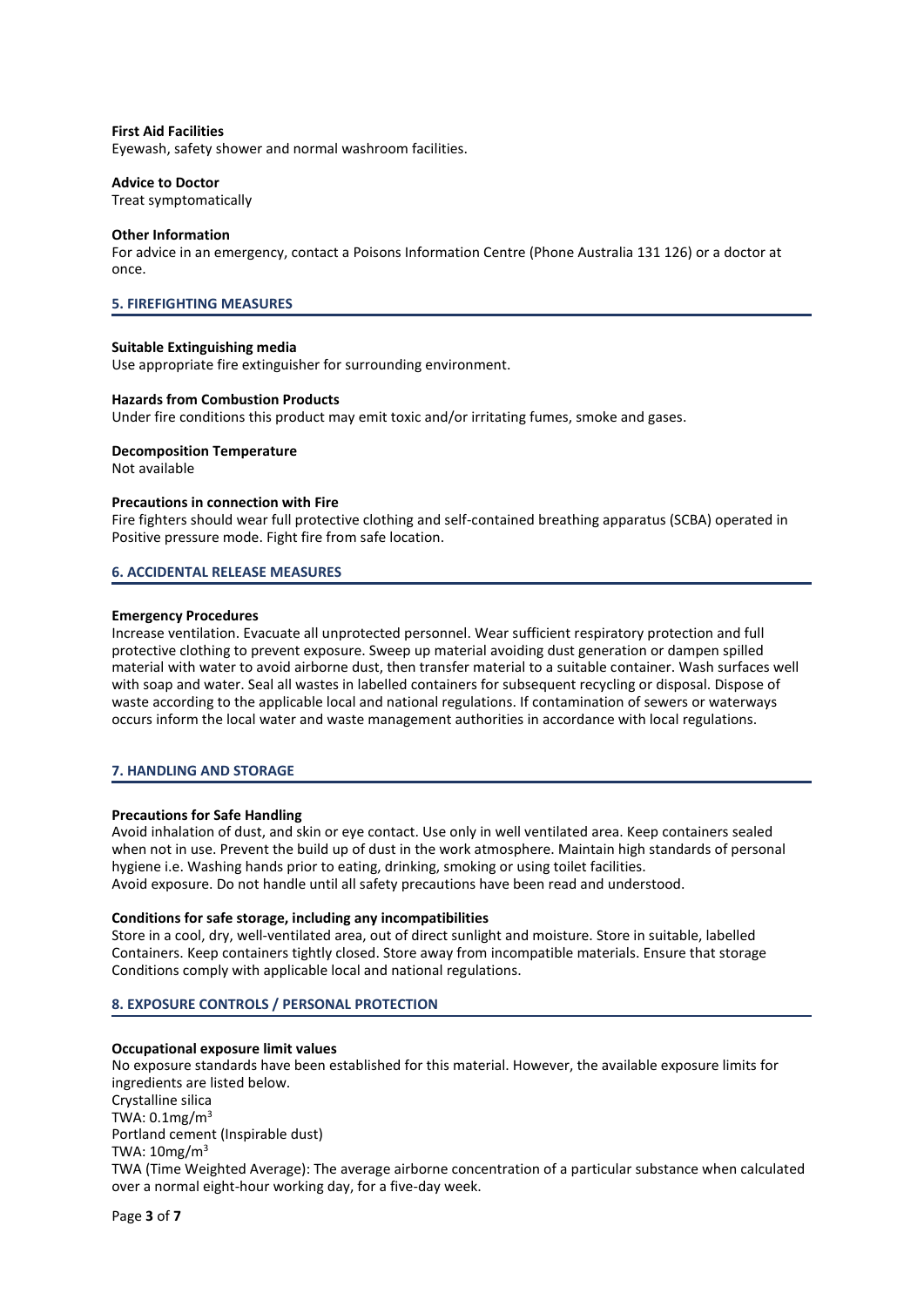**First Aid Facilities**
Eyewash, safety shower and normal washroom facilities.

**Advice to Doctor**
Treat symptomatically

**Other Information**
For advice in an emergency, contact a Poisons Information Centre (Phone Australia 131 126) or a doctor at once.

## 5. FIREFIGHTING MEASURES

**Suitable Extinguishing media**
Use appropriate fire extinguisher for surrounding environment.

**Hazards from Combustion Products**
Under fire conditions this product may emit toxic and/or irritating fumes, smoke and gases.

**Decomposition Temperature**
Not available

**Precautions in connection with Fire**
Fire fighters should wear full protective clothing and self-contained breathing apparatus (SCBA) operated in Positive pressure mode. Fight fire from safe location.

## 6. ACCIDENTAL RELEASE MEASURES

**Emergency Procedures**
Increase ventilation. Evacuate all unprotected personnel. Wear sufficient respiratory protection and full protective clothing to prevent exposure. Sweep up material avoiding dust generation or dampen spilled material with water to avoid airborne dust, then transfer material to a suitable container. Wash surfaces well with soap and water. Seal all wastes in labelled containers for subsequent recycling or disposal. Dispose of waste according to the applicable local and national regulations. If contamination of sewers or waterways occurs inform the local water and waste management authorities in accordance with local regulations.

## 7. HANDLING AND STORAGE

**Precautions for Safe Handling**
Avoid inhalation of dust, and skin or eye contact. Use only in well ventilated area. Keep containers sealed when not in use. Prevent the build up of dust in the work atmosphere. Maintain high standards of personal hygiene i.e. Washing hands prior to eating, drinking, smoking or using toilet facilities.
Avoid exposure. Do not handle until all safety precautions have been read and understood.

**Conditions for safe storage, including any incompatibilities**
Store in a cool, dry, well-ventilated area, out of direct sunlight and moisture. Store in suitable, labelled Containers. Keep containers tightly closed. Store away from incompatible materials. Ensure that storage Conditions comply with applicable local and national regulations.

## 8. EXPOSURE CONTROLS / PERSONAL PROTECTION

**Occupational exposure limit values**
No exposure standards have been established for this material. However, the available exposure limits for ingredients are listed below.
Crystalline silica
TWA: $0.1 mg/m^3$
Portland cement (Inspirable dust)
TWA: $10 mg/m^3$
TWA (Time Weighted Average): The average airborne concentration of a particular substance when calculated over a normal eight-hour working day, for a five-day week.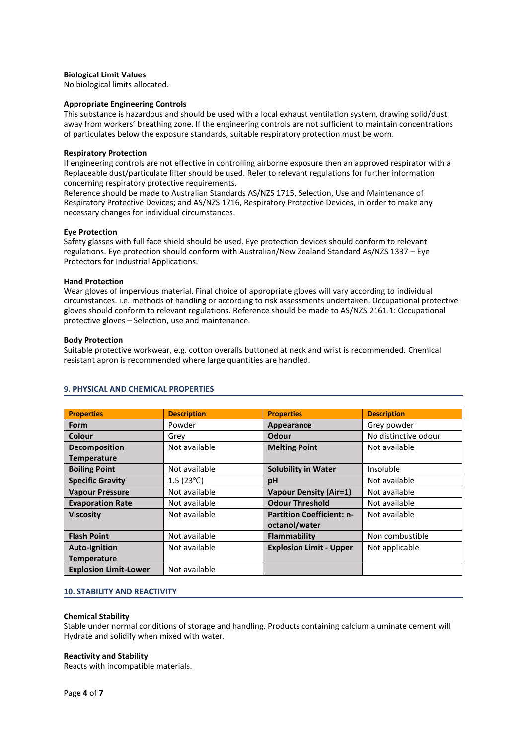**Biological Limit Values**
No biological limits allocated.

**Appropriate Engineering Controls**
This substance is hazardous and should be used with a local exhaust ventilation system, drawing solid/dust away from workers' breathing zone. If the engineering controls are not sufficient to maintain concentrations of particulates below the exposure standards, suitable respiratory protection must be worn.

**Respiratory Protection**
If engineering controls are not effective in controlling airborne exposure then an approved respirator with a Replaceable dust/particulate filter should be used. Refer to relevant regulations for further information concerning respiratory protective requirements.
Reference should be made to Australian Standards AS/NZS 1715, Selection, Use and Maintenance of Respiratory Protective Devices; and AS/NZS 1716, Respiratory Protective Devices, in order to make any necessary changes for individual circumstances.

**Eye Protection**
Safety glasses with full face shield should be used. Eye protection devices should conform to relevant regulations. Eye protection should conform with Australian/New Zealand Standard As/NZS 1337 – Eye Protectors for Industrial Applications.

**Hand Protection**
Wear gloves of impervious material. Final choice of appropriate gloves will vary according to individual circumstances. i.e. methods of handling or according to risk assessments undertaken. Occupational protective gloves should conform to relevant regulations. Reference should be made to AS/NZS 2161.1: Occupational protective gloves – Selection, use and maintenance.

**Body Protection**
Suitable protective workwear, e.g. cotton overalls buttoned at neck and wrist is recommended. Chemical resistant apron is recommended where large quantities are handled.

## 9. PHYSICAL AND CHEMICAL PROPERTIES

| Properties | Description | Properties | Description |
|---|---|---|---|
| **Form** | Powder | **Appearance** | Grey powder |
| **Colour** | Grey | **Odour** | No distinctive odour |
| **Decomposition Temperature** | Not available | **Melting Point** | Not available |
| **Boiling Point** | Not available | **Solubility in Water** | Insoluble |
| **Specific Gravity** | 1.5 (23℃) | **pH** | Not available |
| **Vapour Pressure** | Not available | **Vapour Density (Air=1)** | Not available |
| **Evaporation Rate** | Not available | **Odour Threshold** | Not available |
| **Viscosity** | Not available | **Partition Coefficient: n-octanol/water** | Not available |
| **Flash Point** | Not available | **Flammability** | Non combustible |
| **Auto-Ignition Temperature** | Not available | **Explosion Limit - Upper** | Not applicable |
| **Explosion Limit-Lower** | Not available | | |

## 10. STABILITY AND REACTIVITY

**Chemical Stability**
Stable under normal conditions of storage and handling. Products containing calcium aluminate cement will Hydrate and solidify when mixed with water.

**Reactivity and Stability**
Reacts with incompatible materials.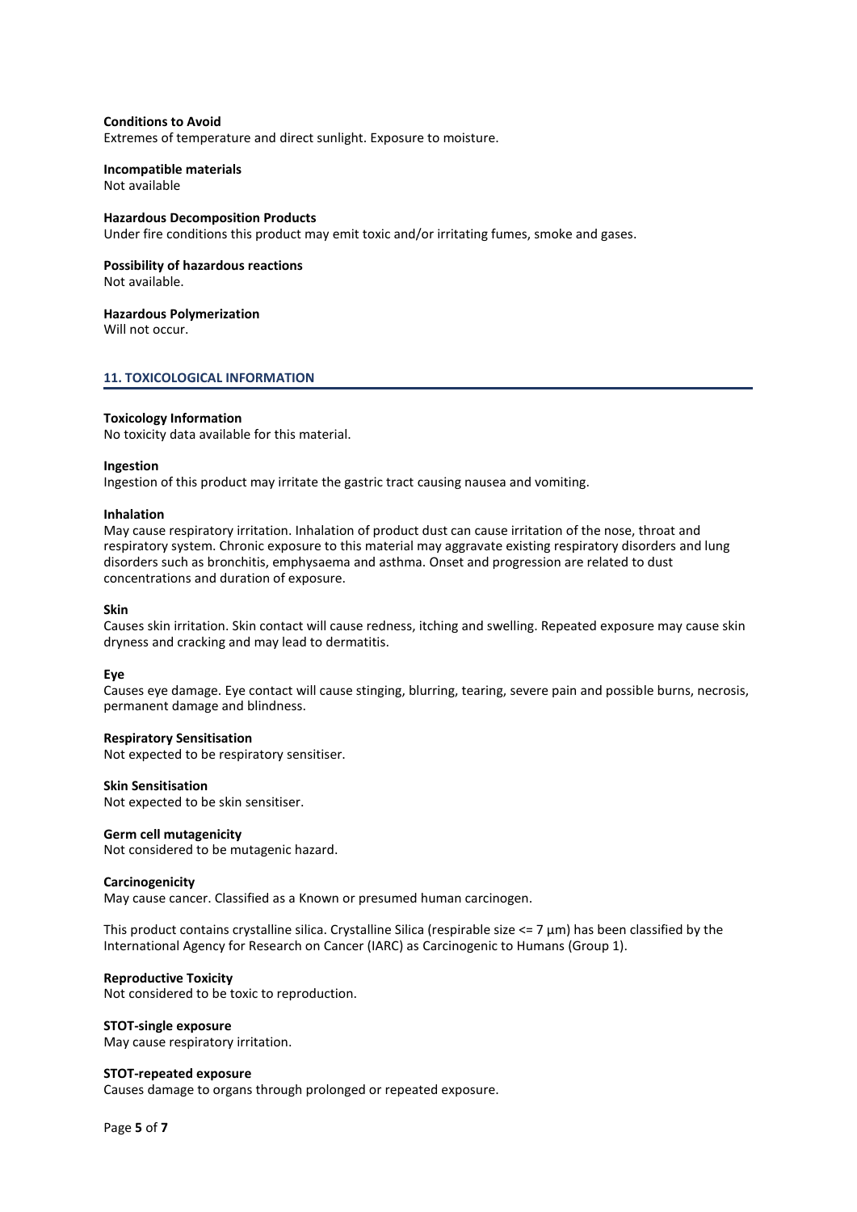**Conditions to Avoid**
Extremes of temperature and direct sunlight. Exposure to moisture.

**Incompatible materials**
Not available

**Hazardous Decomposition Products**
Under fire conditions this product may emit toxic and/or irritating fumes, smoke and gases.

**Possibility of hazardous reactions**
Not available.

**Hazardous Polymerization**
Will not occur.

## 11. TOXICOLOGICAL INFORMATION

**Toxicology Information**
No toxicity data available for this material.

**Ingestion**
Ingestion of this product may irritate the gastric tract causing nausea and vomiting.

**Inhalation**
May cause respiratory irritation. Inhalation of product dust can cause irritation of the nose, throat and respiratory system. Chronic exposure to this material may aggravate existing respiratory disorders and lung disorders such as bronchitis, emphysaema and asthma. Onset and progression are related to dust concentrations and duration of exposure.

**Skin**
Causes skin irritation. Skin contact will cause redness, itching and swelling. Repeated exposure may cause skin dryness and cracking and may lead to dermatitis.

**Eye**
Causes eye damage. Eye contact will cause stinging, blurring, tearing, severe pain and possible burns, necrosis, permanent damage and blindness.

**Respiratory Sensitisation**
Not expected to be respiratory sensitiser.

**Skin Sensitisation**
Not expected to be skin sensitiser.

**Germ cell mutagenicity**
Not considered to be mutagenic hazard.

**Carcinogenicity**
May cause cancer. Classified as a Known or presumed human carcinogen.

This product contains crystalline silica. Crystalline Silica (respirable size <= 7 µm) has been classified by the International Agency for Research on Cancer (IARC) as Carcinogenic to Humans (Group 1).

**Reproductive Toxicity**
Not considered to be toxic to reproduction.

**STOT-single exposure**
May cause respiratory irritation.

**STOT-repeated exposure**
Causes damage to organs through prolonged or repeated exposure.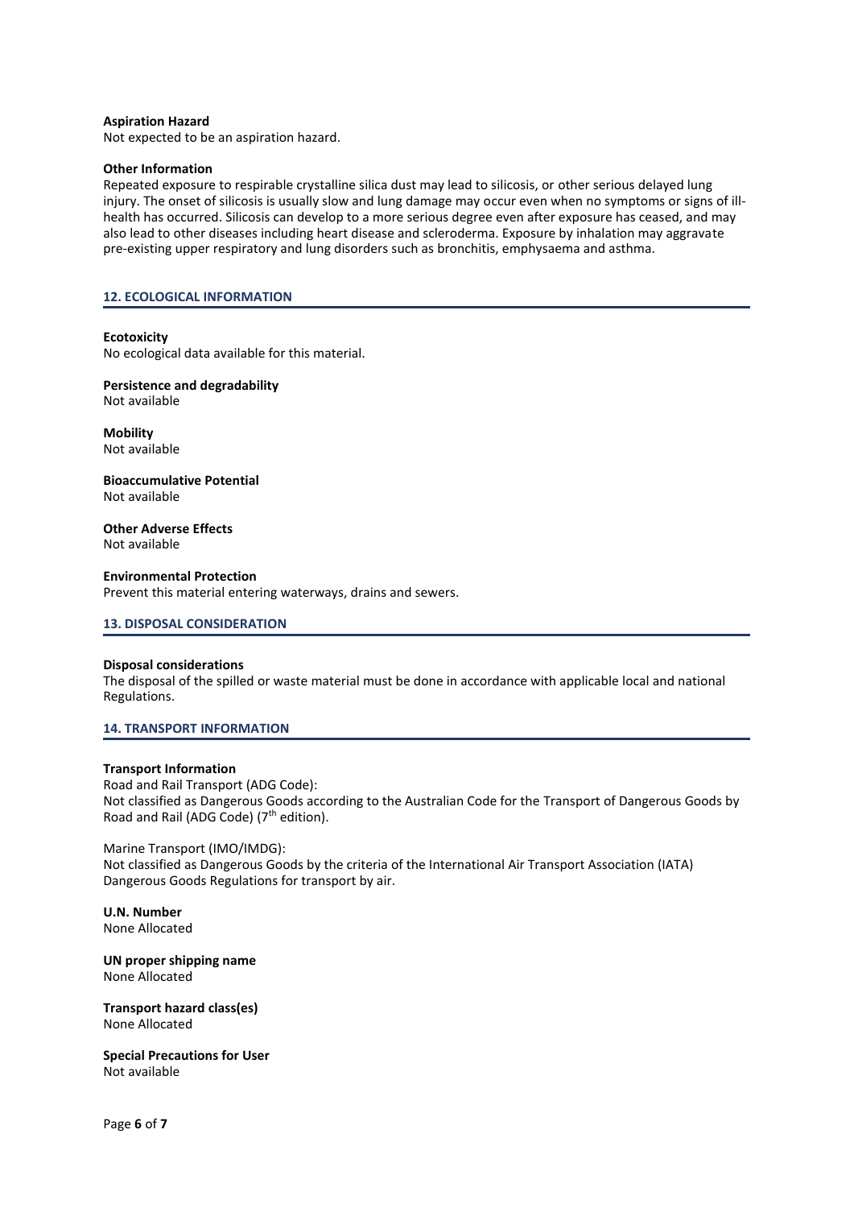**Aspiration Hazard**
Not expected to be an aspiration hazard.

**Other Information**
Repeated exposure to respirable crystalline silica dust may lead to silicosis, or other serious delayed lung injury. The onset of silicosis is usually slow and lung damage may occur even when no symptoms or signs of ill-health has occurred. Silicosis can develop to a more serious degree even after exposure has ceased, and may also lead to other diseases including heart disease and scleroderma. Exposure by inhalation may aggravate pre-existing upper respiratory and lung disorders such as bronchitis, emphysaema and asthma.

## 12. ECOLOGICAL INFORMATION

**Ecotoxicity**
No ecological data available for this material.

**Persistence and degradability**
Not available

**Mobility**
Not available

**Bioaccumulative Potential**
Not available

**Other Adverse Effects**
Not available

**Environmental Protection**
Prevent this material entering waterways, drains and sewers.

## 13. DISPOSAL CONSIDERATION

**Disposal considerations**
The disposal of the spilled or waste material must be done in accordance with applicable local and national Regulations.

## 14. TRANSPORT INFORMATION

**Transport Information**
Road and Rail Transport (ADG Code):
Not classified as Dangerous Goods according to the Australian Code for the Transport of Dangerous Goods by Road and Rail (ADG Code) (7th edition).

Marine Transport (IMO/IMDG):
Not classified as Dangerous Goods by the criteria of the International Air Transport Association (IATA) Dangerous Goods Regulations for transport by air.

**U.N. Number**
None Allocated

**UN proper shipping name**
None Allocated

**Transport hazard class(es)**
None Allocated

**Special Precautions for User**
Not available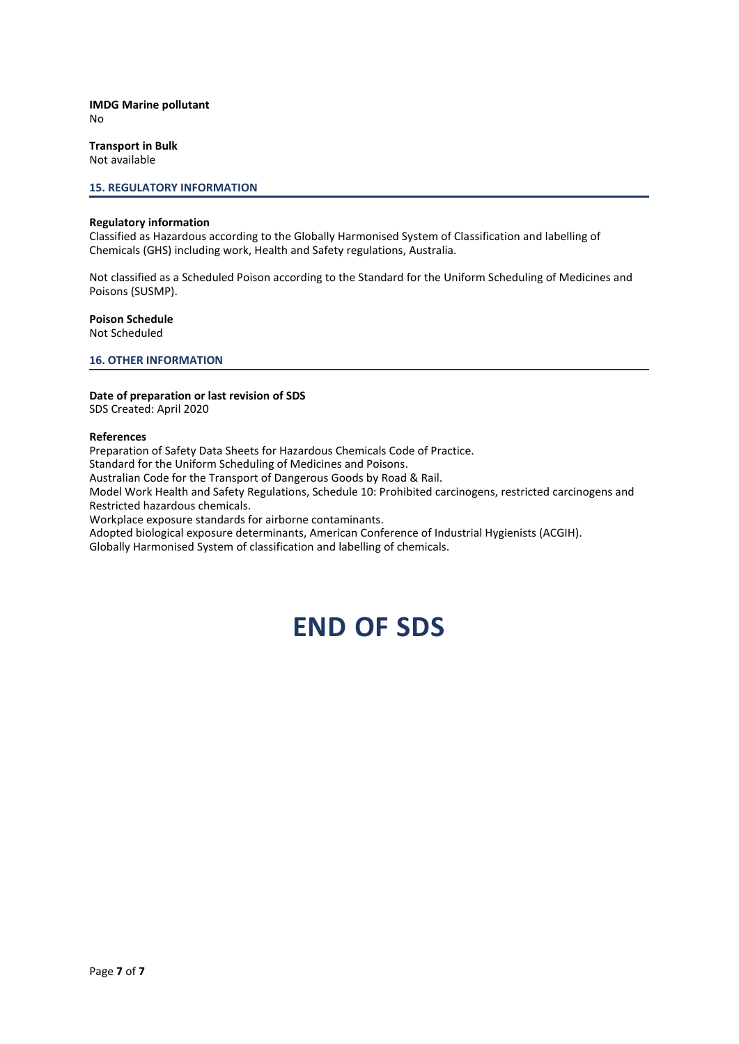**IMDG Marine pollutant**
No

**Transport in Bulk**
Not available

## 15. REGULATORY INFORMATION

**Regulatory information**
Classified as Hazardous according to the Globally Harmonised System of Classification and labelling of Chemicals (GHS) including work, Health and Safety regulations, Australia.

Not classified as a Scheduled Poison according to the Standard for the Uniform Scheduling of Medicines and Poisons (SUSMP).

**Poison Schedule**
Not Scheduled

## 16. OTHER INFORMATION

**Date of preparation or last revision of SDS**
SDS Created: April 2020

**References**
Preparation of Safety Data Sheets for Hazardous Chemicals Code of Practice.
Standard for the Uniform Scheduling of Medicines and Poisons.
Australian Code for the Transport of Dangerous Goods by Road & Rail.
Model Work Health and Safety Regulations, Schedule 10: Prohibited carcinogens, restricted carcinogens and Restricted hazardous chemicals.
Workplace exposure standards for airborne contaminants.
Adopted biological exposure determinants, American Conference of Industrial Hygienists (ACGIH).
Globally Harmonised System of classification and labelling of chemicals.

# END OF SDS